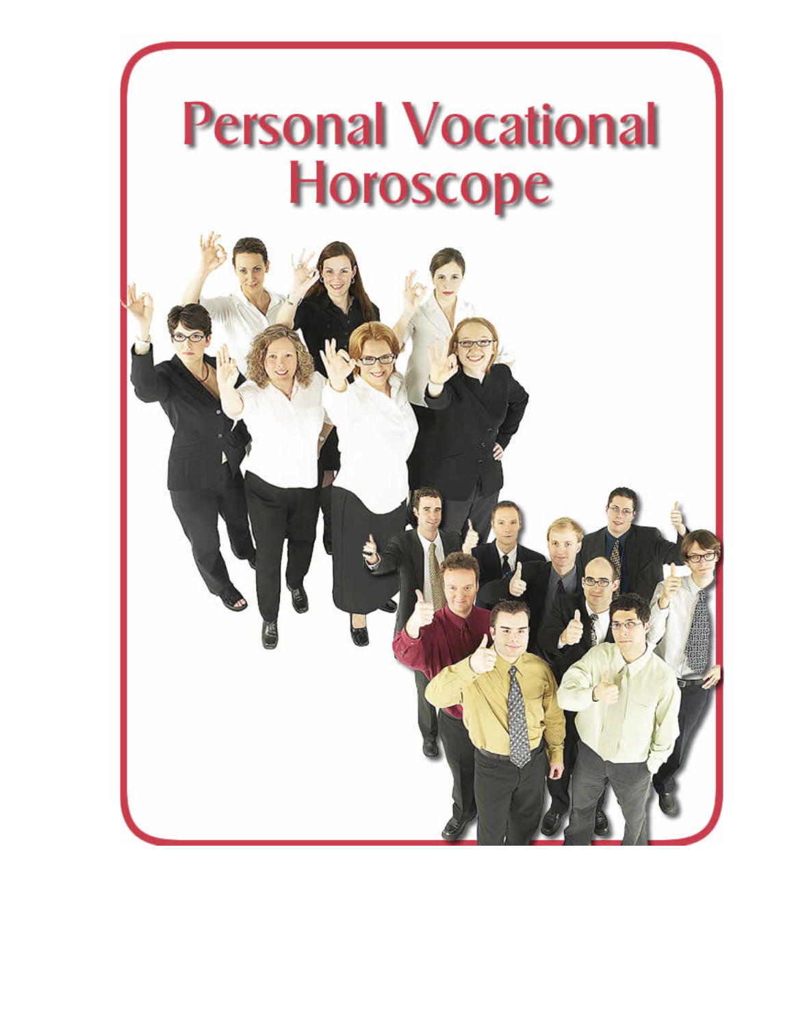# Personal Vocational Horoscope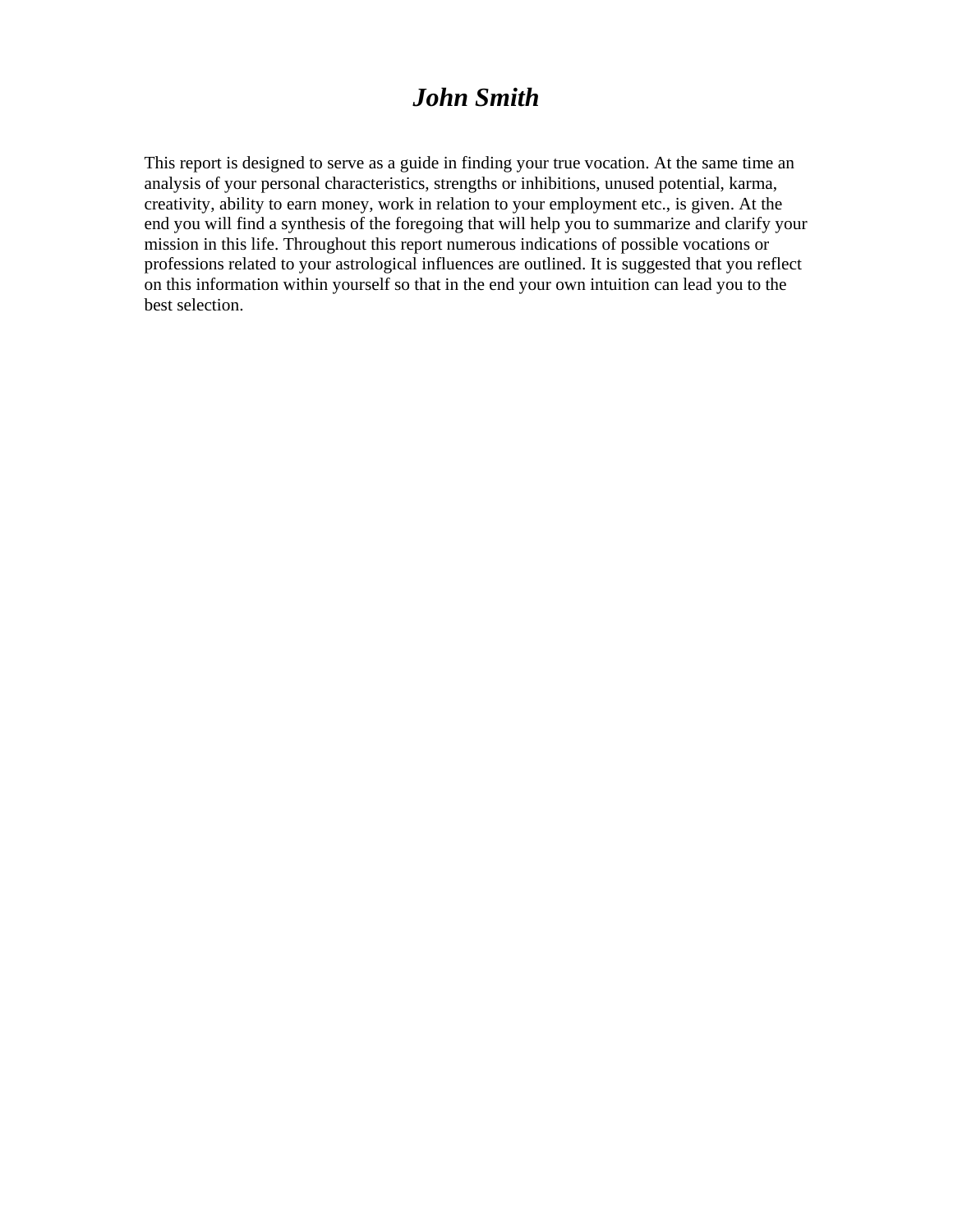# *John Smith*

This report is designed to serve as a guide in finding your true vocation. At the same time an analysis of your personal characteristics, strengths or inhibitions, unused potential, karma, creativity, ability to earn money, work in relation to your employment etc., is given. At the end you will find a synthesis of the foregoing that will help you to summarize and clarify your mission in this life. Throughout this report numerous indications of possible vocations or professions related to your astrological influences are outlined. It is suggested that you reflect on this information within yourself so that in the end your own intuition can lead you to the best selection.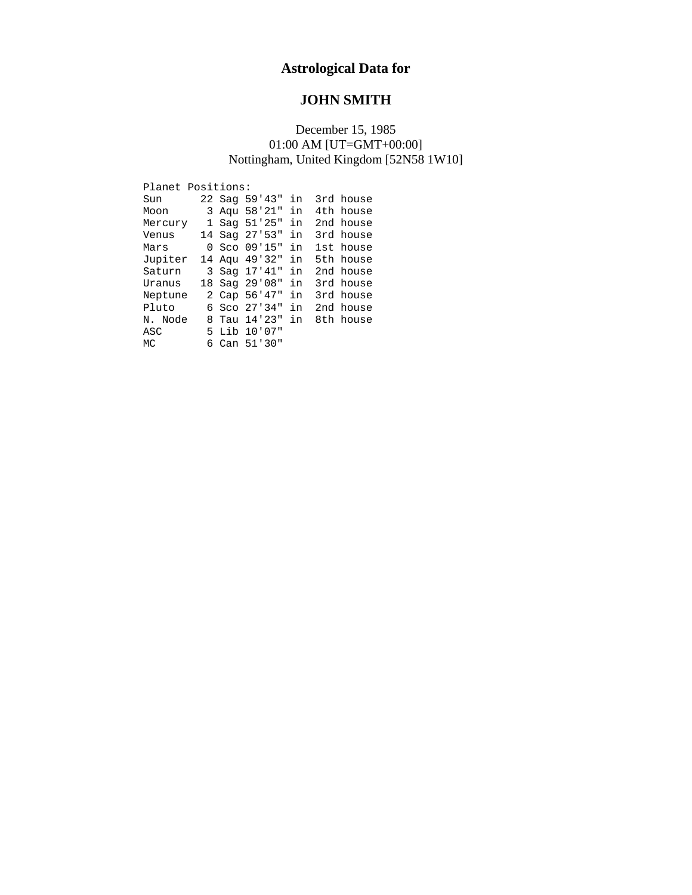## Astrological Data for

## JOHN SMITH

December 15, 1985
01:00 AM [UT=GMT+00:00]
Nottingham, United Kingdom [52N58 1W10]

```
Planet Positions:
Sun      22 Sag 59'43" in  3rd house
Moon      3 Aqu 58'21" in  4th house
Mercury   1 Sag 51'25" in  2nd house
Venus    14 Sag 27'53" in  3rd house
Mars      0 Sco 09'15" in  1st house
Jupiter  14 Aqu 49'32" in  5th house
Saturn    3 Sag 17'41" in  2nd house
Uranus   18 Sag 29'08" in  3rd house
Neptune   2 Cap 56'47" in  3rd house
Pluto     6 Sco 27'34" in  2nd house
N. Node   8 Tau 14'23" in  8th house
ASC       5 Lib 10'07"
MC        6 Can 51'30"
```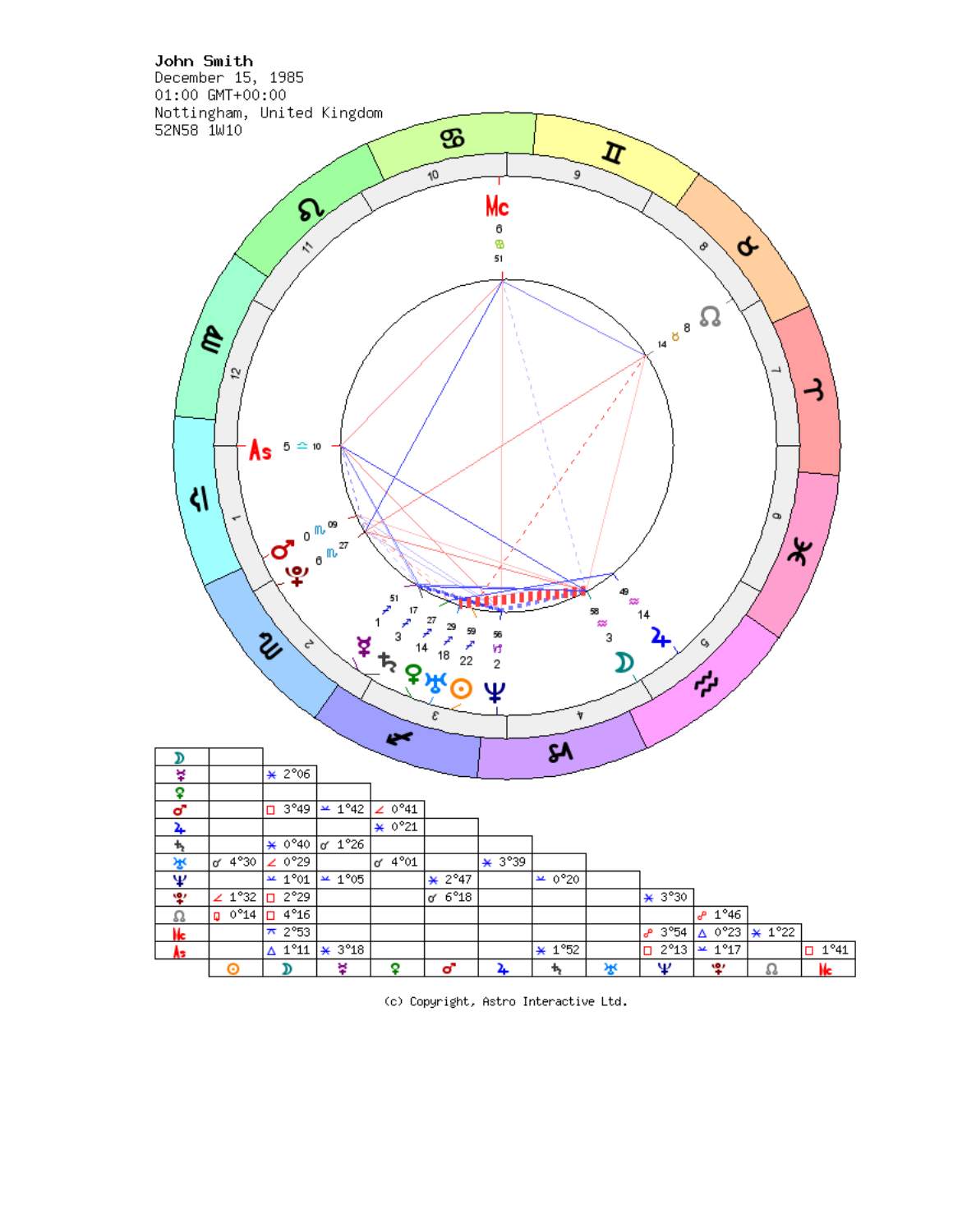John Smith
December 15, 1985
01:00 GMT+00:00
Nottingham, United Kingdom
52N58 1W10

| | ☉ | ☽ | ☿ | ♀ | ♂ | ♃ | ♄ | ♅ | ♆ | ♇ | ☊ | Mc |
|---|---|---|---|---|---|---|---|---|---|---|---|---|
| ☽ | | | | | | | | | | | | |
| ☿ | | ⚹ 2°06 | | | | | | | | | | |
| ♀ | | | | | | | | | | | | |
| ♂ | | □ 3°49 | ⚺ 1°42 | ∠ 0°41 | | | | | | | | |
| ♃ | | | | ⚹ 0°21 | | | | | | | | |
| ♄ | | ⚹ 0°40 | ☌ 1°26 | | | | | | | | | |
| ♅ | ☌ 4°30 | ∠ 0°29 | | ☌ 4°01 | | ⚹ 3°39 | | | | | | |
| ♆ | | ⚺ 1°01 | ⚺ 1°05 | | ⚹ 2°47 | | ⚺ 0°20 | | | | | |
| ♇ | ∠ 1°32 | □ 2°29 | | | ☌ 6°18 | | | | ⚹ 3°30 | | | |
| ☊ | Q 0°14 | □ 4°16 | | | | | | | | ☍ 1°46 | | |
| Mc | | ⚻ 2°53 | | | | | | | ☍ 3°54 | △ 0°23 | ⚹ 1°22 | |
| As | | △ 1°11 | ⚹ 3°18 | | | | ⚹ 1°52 | | □ 2°13 | ⚺ 1°17 | | □ 1°41 |

(c) Copyright, Astro Interactive Ltd.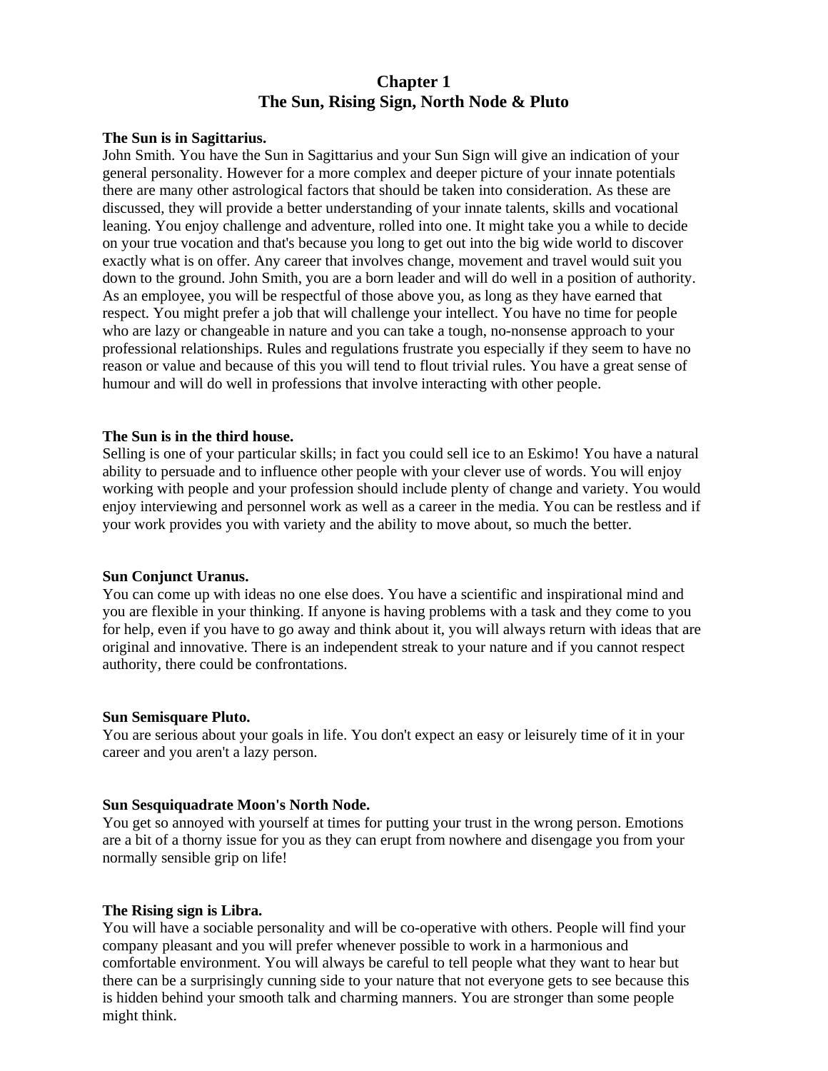# Chapter 1
# The Sun, Rising Sign, North Node & Pluto

**The Sun is in Sagittarius.**
John Smith. You have the Sun in Sagittarius and your Sun Sign will give an indication of your general personality. However for a more complex and deeper picture of your innate potentials there are many other astrological factors that should be taken into consideration. As these are discussed, they will provide a better understanding of your innate talents, skills and vocational leaning. You enjoy challenge and adventure, rolled into one. It might take you a while to decide on your true vocation and that's because you long to get out into the big wide world to discover exactly what is on offer. Any career that involves change, movement and travel would suit you down to the ground. John Smith, you are a born leader and will do well in a position of authority. As an employee, you will be respectful of those above you, as long as they have earned that respect. You might prefer a job that will challenge your intellect. You have no time for people who are lazy or changeable in nature and you can take a tough, no-nonsense approach to your professional relationships. Rules and regulations frustrate you especially if they seem to have no reason or value and because of this you will tend to flout trivial rules. You have a great sense of humour and will do well in professions that involve interacting with other people.

**The Sun is in the third house.**
Selling is one of your particular skills; in fact you could sell ice to an Eskimo! You have a natural ability to persuade and to influence other people with your clever use of words. You will enjoy working with people and your profession should include plenty of change and variety. You would enjoy interviewing and personnel work as well as a career in the media. You can be restless and if your work provides you with variety and the ability to move about, so much the better.

**Sun Conjunct Uranus.**
You can come up with ideas no one else does. You have a scientific and inspirational mind and you are flexible in your thinking. If anyone is having problems with a task and they come to you for help, even if you have to go away and think about it, you will always return with ideas that are original and innovative. There is an independent streak to your nature and if you cannot respect authority, there could be confrontations.

**Sun Semisquare Pluto.**
You are serious about your goals in life. You don't expect an easy or leisurely time of it in your career and you aren't a lazy person.

**Sun Sesquiquadrate Moon's North Node.**
You get so annoyed with yourself at times for putting your trust in the wrong person. Emotions are a bit of a thorny issue for you as they can erupt from nowhere and disengage you from your normally sensible grip on life!

**The Rising sign is Libra.**
You will have a sociable personality and will be co-operative with others. People will find your company pleasant and you will prefer whenever possible to work in a harmonious and comfortable environment. You will always be careful to tell people what they want to hear but there can be a surprisingly cunning side to your nature that not everyone gets to see because this is hidden behind your smooth talk and charming manners. You are stronger than some people might think.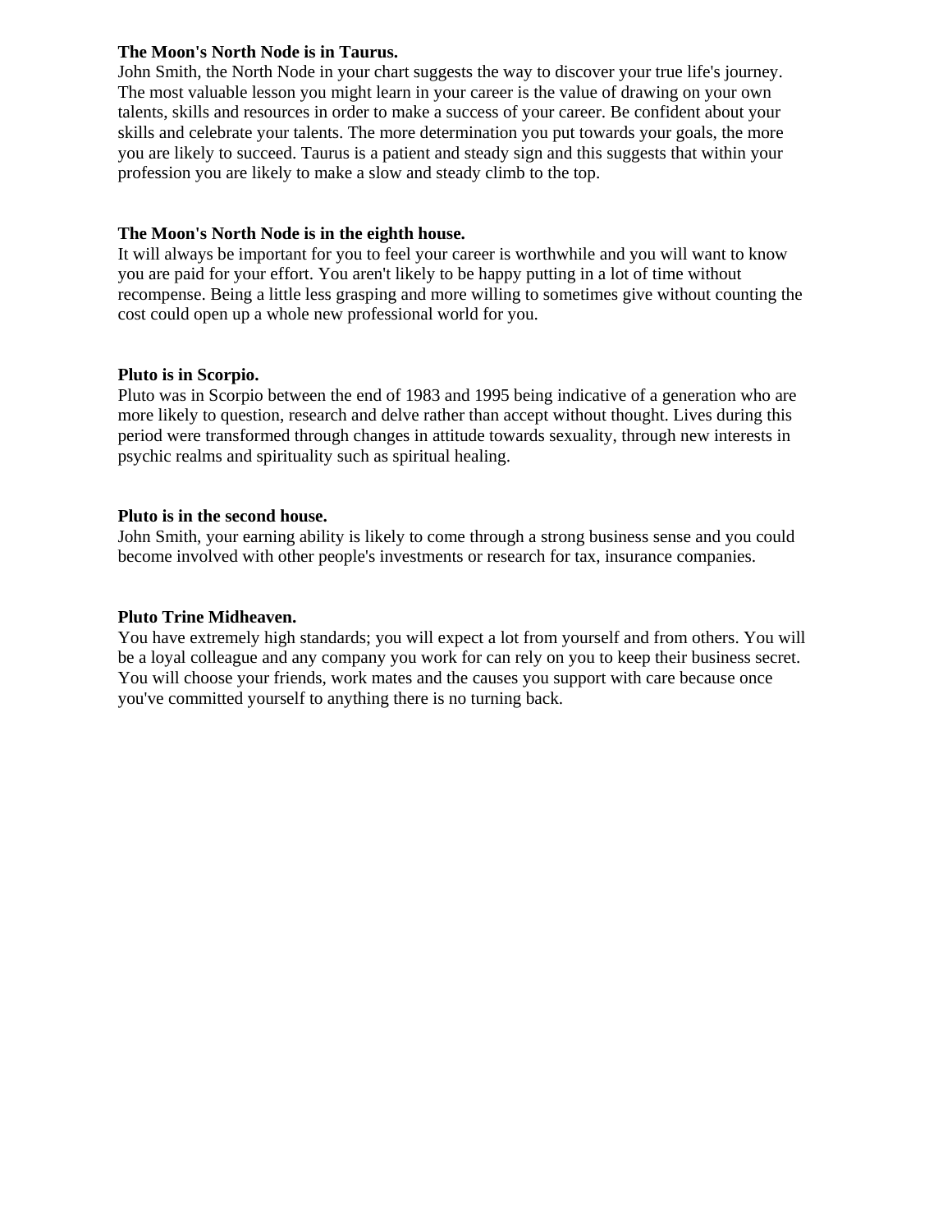**The Moon's North Node is in Taurus.**
John Smith, the North Node in your chart suggests the way to discover your true life's journey. The most valuable lesson you might learn in your career is the value of drawing on your own talents, skills and resources in order to make a success of your career. Be confident about your skills and celebrate your talents. The more determination you put towards your goals, the more you are likely to succeed. Taurus is a patient and steady sign and this suggests that within your profession you are likely to make a slow and steady climb to the top.

**The Moon's North Node is in the eighth house.**
It will always be important for you to feel your career is worthwhile and you will want to know you are paid for your effort. You aren't likely to be happy putting in a lot of time without recompense. Being a little less grasping and more willing to sometimes give without counting the cost could open up a whole new professional world for you.

**Pluto is in Scorpio.**
Pluto was in Scorpio between the end of 1983 and 1995 being indicative of a generation who are more likely to question, research and delve rather than accept without thought. Lives during this period were transformed through changes in attitude towards sexuality, through new interests in psychic realms and spirituality such as spiritual healing.

**Pluto is in the second house.**
John Smith, your earning ability is likely to come through a strong business sense and you could become involved with other people's investments or research for tax, insurance companies.

**Pluto Trine Midheaven.**
You have extremely high standards; you will expect a lot from yourself and from others. You will be a loyal colleague and any company you work for can rely on you to keep their business secret. You will choose your friends, work mates and the causes you support with care because once you've committed yourself to anything there is no turning back.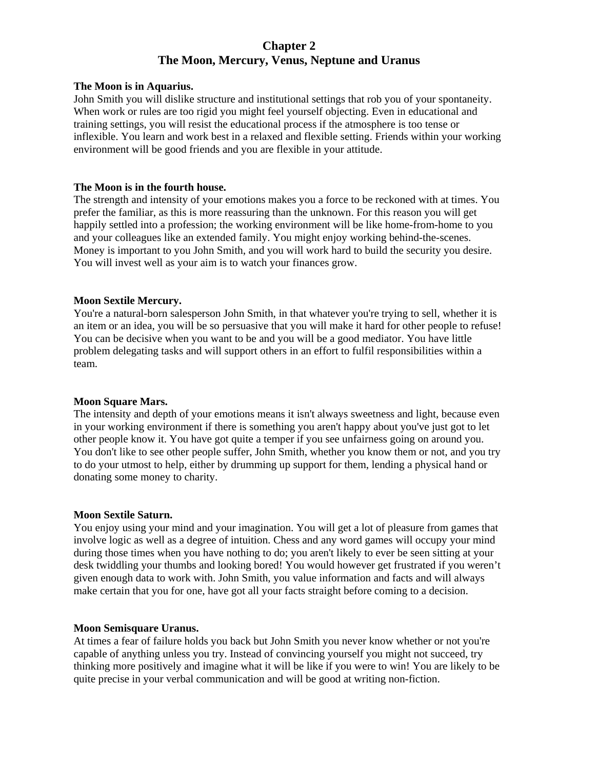# Chapter 2
# The Moon, Mercury, Venus, Neptune and Uranus

**The Moon is in Aquarius.**
John Smith you will dislike structure and institutional settings that rob you of your spontaneity. When work or rules are too rigid you might feel yourself objecting. Even in educational and training settings, you will resist the educational process if the atmosphere is too tense or inflexible. You learn and work best in a relaxed and flexible setting. Friends within your working environment will be good friends and you are flexible in your attitude.

**The Moon is in the fourth house.**
The strength and intensity of your emotions makes you a force to be reckoned with at times. You prefer the familiar, as this is more reassuring than the unknown. For this reason you will get happily settled into a profession; the working environment will be like home-from-home to you and your colleagues like an extended family. You might enjoy working behind-the-scenes. Money is important to you John Smith, and you will work hard to build the security you desire. You will invest well as your aim is to watch your finances grow.

**Moon Sextile Mercury.**
You're a natural-born salesperson John Smith, in that whatever you're trying to sell, whether it is an item or an idea, you will be so persuasive that you will make it hard for other people to refuse! You can be decisive when you want to be and you will be a good mediator. You have little problem delegating tasks and will support others in an effort to fulfil responsibilities within a team.

**Moon Square Mars.**
The intensity and depth of your emotions means it isn't always sweetness and light, because even in your working environment if there is something you aren't happy about you've just got to let other people know it. You have got quite a temper if you see unfairness going on around you. You don't like to see other people suffer, John Smith, whether you know them or not, and you try to do your utmost to help, either by drumming up support for them, lending a physical hand or donating some money to charity.

**Moon Sextile Saturn.**
You enjoy using your mind and your imagination. You will get a lot of pleasure from games that involve logic as well as a degree of intuition. Chess and any word games will occupy your mind during those times when you have nothing to do; you aren't likely to ever be seen sitting at your desk twiddling your thumbs and looking bored! You would however get frustrated if you weren't given enough data to work with. John Smith, you value information and facts and will always make certain that you for one, have got all your facts straight before coming to a decision.

**Moon Semisquare Uranus.**
At times a fear of failure holds you back but John Smith you never know whether or not you're capable of anything unless you try. Instead of convincing yourself you might not succeed, try thinking more positively and imagine what it will be like if you were to win! You are likely to be quite precise in your verbal communication and will be good at writing non-fiction.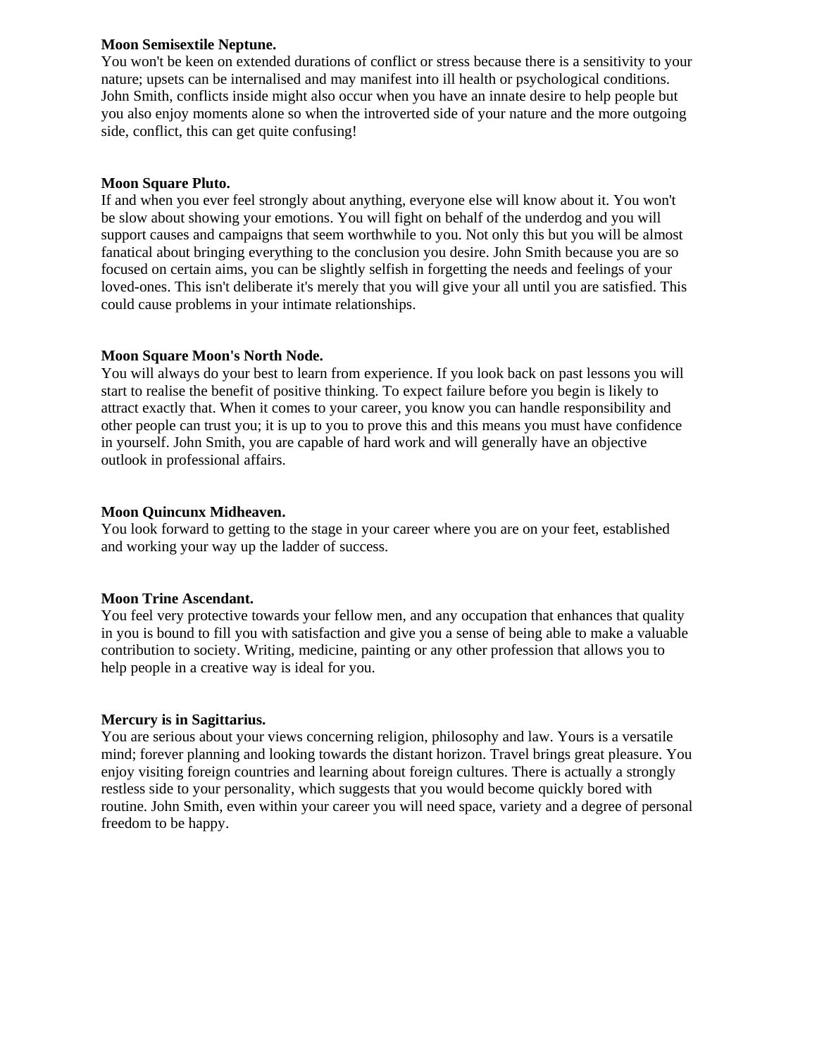**Moon Semisextile Neptune.**
You won't be keen on extended durations of conflict or stress because there is a sensitivity to your nature; upsets can be internalised and may manifest into ill health or psychological conditions. John Smith, conflicts inside might also occur when you have an innate desire to help people but you also enjoy moments alone so when the introverted side of your nature and the more outgoing side, conflict, this can get quite confusing!

**Moon Square Pluto.**
If and when you ever feel strongly about anything, everyone else will know about it. You won't be slow about showing your emotions. You will fight on behalf of the underdog and you will support causes and campaigns that seem worthwhile to you. Not only this but you will be almost fanatical about bringing everything to the conclusion you desire. John Smith because you are so focused on certain aims, you can be slightly selfish in forgetting the needs and feelings of your loved-ones. This isn't deliberate it's merely that you will give your all until you are satisfied. This could cause problems in your intimate relationships.

**Moon Square Moon's North Node.**
You will always do your best to learn from experience. If you look back on past lessons you will start to realise the benefit of positive thinking. To expect failure before you begin is likely to attract exactly that. When it comes to your career, you know you can handle responsibility and other people can trust you; it is up to you to prove this and this means you must have confidence in yourself. John Smith, you are capable of hard work and will generally have an objective outlook in professional affairs.

**Moon Quincunx Midheaven.**
You look forward to getting to the stage in your career where you are on your feet, established and working your way up the ladder of success.

**Moon Trine Ascendant.**
You feel very protective towards your fellow men, and any occupation that enhances that quality in you is bound to fill you with satisfaction and give you a sense of being able to make a valuable contribution to society. Writing, medicine, painting or any other profession that allows you to help people in a creative way is ideal for you.

**Mercury is in Sagittarius.**
You are serious about your views concerning religion, philosophy and law. Yours is a versatile mind; forever planning and looking towards the distant horizon. Travel brings great pleasure. You enjoy visiting foreign countries and learning about foreign cultures. There is actually a strongly restless side to your personality, which suggests that you would become quickly bored with routine. John Smith, even within your career you will need space, variety and a degree of personal freedom to be happy.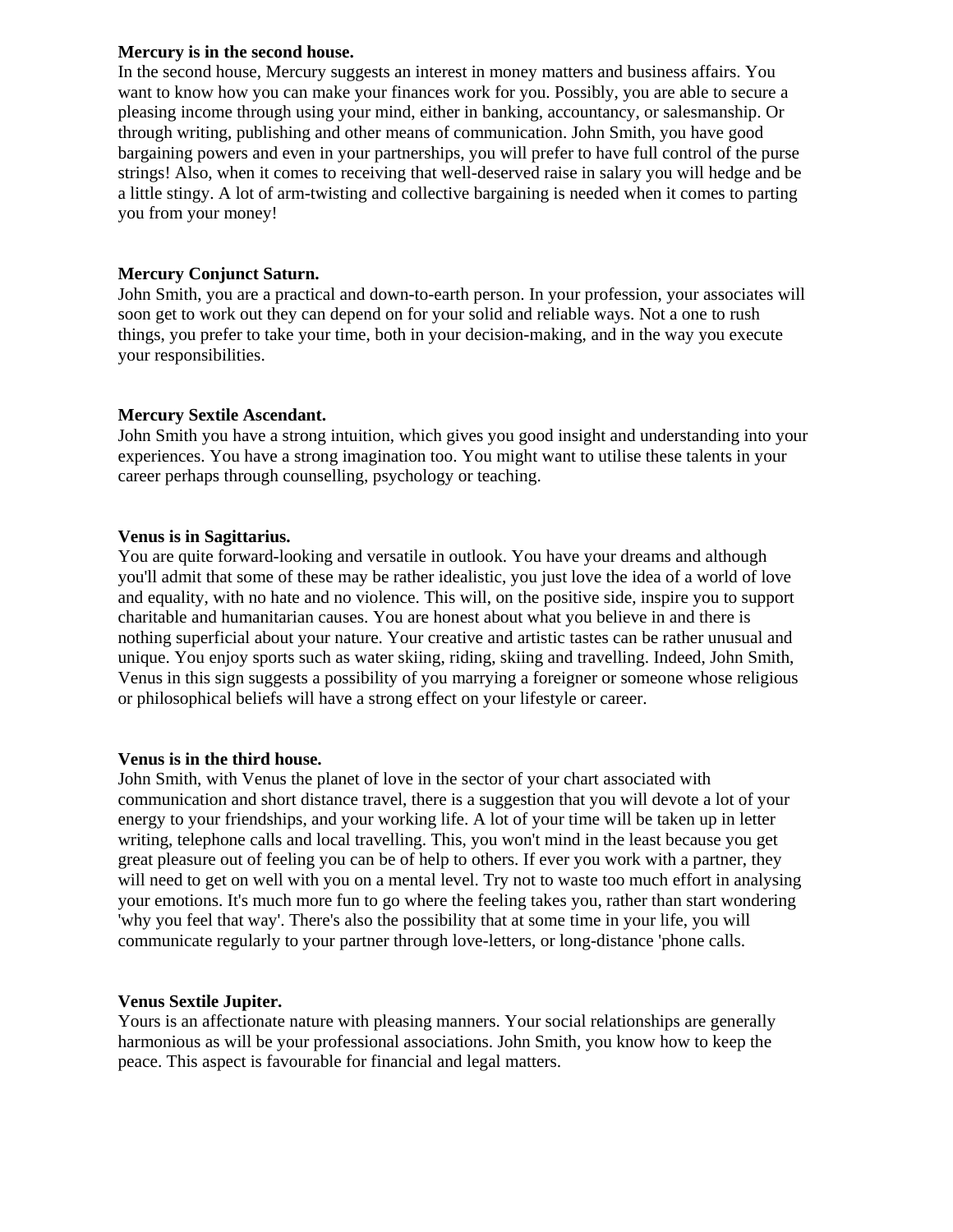**Mercury is in the second house.**
In the second house, Mercury suggests an interest in money matters and business affairs. You want to know how you can make your finances work for you. Possibly, you are able to secure a pleasing income through using your mind, either in banking, accountancy, or salesmanship. Or through writing, publishing and other means of communication. John Smith, you have good bargaining powers and even in your partnerships, you will prefer to have full control of the purse strings! Also, when it comes to receiving that well-deserved raise in salary you will hedge and be a little stingy. A lot of arm-twisting and collective bargaining is needed when it comes to parting you from your money!

**Mercury Conjunct Saturn.**
John Smith, you are a practical and down-to-earth person. In your profession, your associates will soon get to work out they can depend on for your solid and reliable ways. Not a one to rush things, you prefer to take your time, both in your decision-making, and in the way you execute your responsibilities.

**Mercury Sextile Ascendant.**
John Smith you have a strong intuition, which gives you good insight and understanding into your experiences. You have a strong imagination too. You might want to utilise these talents in your career perhaps through counselling, psychology or teaching.

**Venus is in Sagittarius.**
You are quite forward-looking and versatile in outlook. You have your dreams and although you'll admit that some of these may be rather idealistic, you just love the idea of a world of love and equality, with no hate and no violence. This will, on the positive side, inspire you to support charitable and humanitarian causes. You are honest about what you believe in and there is nothing superficial about your nature. Your creative and artistic tastes can be rather unusual and unique. You enjoy sports such as water skiing, riding, skiing and travelling. Indeed, John Smith, Venus in this sign suggests a possibility of you marrying a foreigner or someone whose religious or philosophical beliefs will have a strong effect on your lifestyle or career.

**Venus is in the third house.**
John Smith, with Venus the planet of love in the sector of your chart associated with communication and short distance travel, there is a suggestion that you will devote a lot of your energy to your friendships, and your working life. A lot of your time will be taken up in letter writing, telephone calls and local travelling. This, you won't mind in the least because you get great pleasure out of feeling you can be of help to others. If ever you work with a partner, they will need to get on well with you on a mental level. Try not to waste too much effort in analysing your emotions. It's much more fun to go where the feeling takes you, rather than start wondering 'why you feel that way'. There's also the possibility that at some time in your life, you will communicate regularly to your partner through love-letters, or long-distance 'phone calls.

**Venus Sextile Jupiter.**
Yours is an affectionate nature with pleasing manners. Your social relationships are generally harmonious as will be your professional associations. John Smith, you know how to keep the peace. This aspect is favourable for financial and legal matters.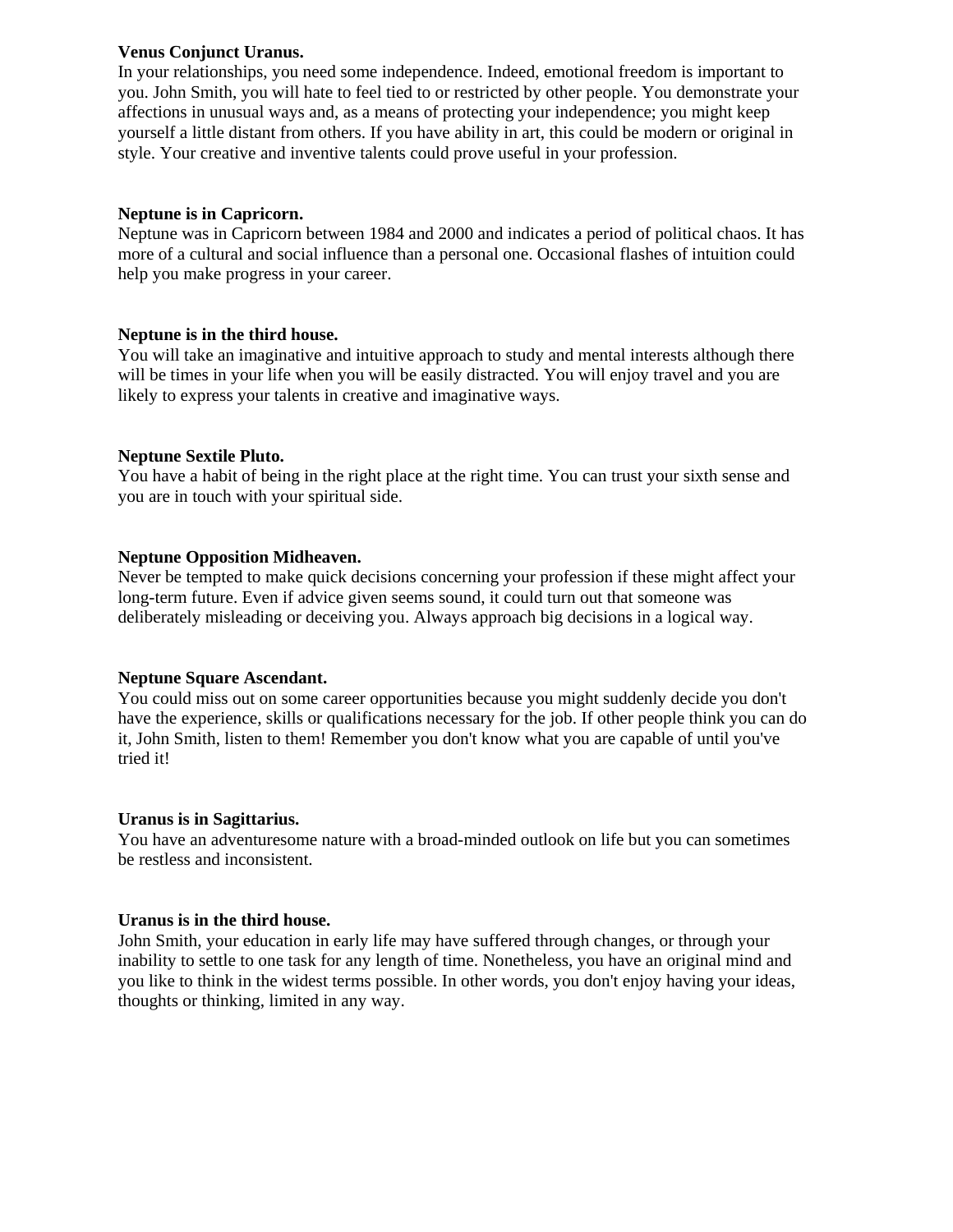**Venus Conjunct Uranus.**
In your relationships, you need some independence. Indeed, emotional freedom is important to you. John Smith, you will hate to feel tied to or restricted by other people. You demonstrate your affections in unusual ways and, as a means of protecting your independence; you might keep yourself a little distant from others. If you have ability in art, this could be modern or original in style. Your creative and inventive talents could prove useful in your profession.

**Neptune is in Capricorn.**
Neptune was in Capricorn between 1984 and 2000 and indicates a period of political chaos. It has more of a cultural and social influence than a personal one. Occasional flashes of intuition could help you make progress in your career.

**Neptune is in the third house.**
You will take an imaginative and intuitive approach to study and mental interests although there will be times in your life when you will be easily distracted. You will enjoy travel and you are likely to express your talents in creative and imaginative ways.

**Neptune Sextile Pluto.**
You have a habit of being in the right place at the right time. You can trust your sixth sense and you are in touch with your spiritual side.

**Neptune Opposition Midheaven.**
Never be tempted to make quick decisions concerning your profession if these might affect your long-term future. Even if advice given seems sound, it could turn out that someone was deliberately misleading or deceiving you. Always approach big decisions in a logical way.

**Neptune Square Ascendant.**
You could miss out on some career opportunities because you might suddenly decide you don't have the experience, skills or qualifications necessary for the job. If other people think you can do it, John Smith, listen to them! Remember you don't know what you are capable of until you've tried it!

**Uranus is in Sagittarius.**
You have an adventuresome nature with a broad-minded outlook on life but you can sometimes be restless and inconsistent.

**Uranus is in the third house.**
John Smith, your education in early life may have suffered through changes, or through your inability to settle to one task for any length of time. Nonetheless, you have an original mind and you like to think in the widest terms possible. In other words, you don't enjoy having your ideas, thoughts or thinking, limited in any way.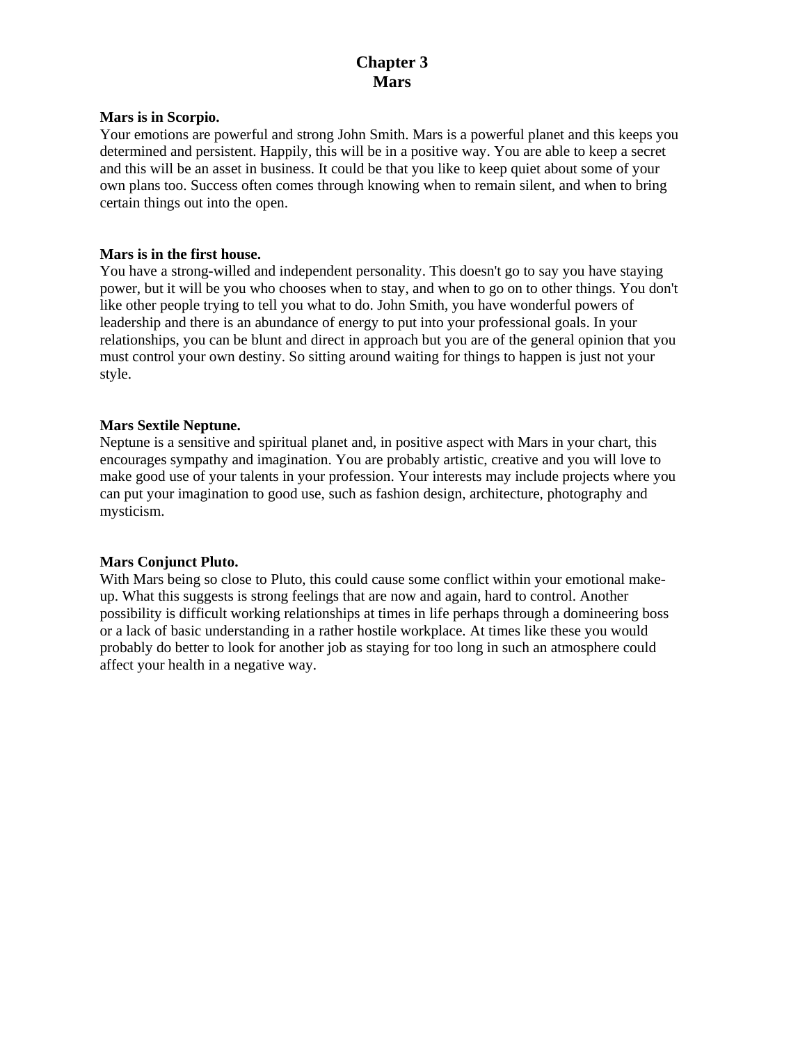# Chapter 3
# Mars

**Mars is in Scorpio.**
Your emotions are powerful and strong John Smith. Mars is a powerful planet and this keeps you determined and persistent. Happily, this will be in a positive way. You are able to keep a secret and this will be an asset in business. It could be that you like to keep quiet about some of your own plans too. Success often comes through knowing when to remain silent, and when to bring certain things out into the open.

**Mars is in the first house.**
You have a strong-willed and independent personality. This doesn't go to say you have staying power, but it will be you who chooses when to stay, and when to go on to other things. You don't like other people trying to tell you what to do. John Smith, you have wonderful powers of leadership and there is an abundance of energy to put into your professional goals. In your relationships, you can be blunt and direct in approach but you are of the general opinion that you must control your own destiny. So sitting around waiting for things to happen is just not your style.

**Mars Sextile Neptune.**
Neptune is a sensitive and spiritual planet and, in positive aspect with Mars in your chart, this encourages sympathy and imagination. You are probably artistic, creative and you will love to make good use of your talents in your profession. Your interests may include projects where you can put your imagination to good use, such as fashion design, architecture, photography and mysticism.

**Mars Conjunct Pluto.**
With Mars being so close to Pluto, this could cause some conflict within your emotional make-up. What this suggests is strong feelings that are now and again, hard to control. Another possibility is difficult working relationships at times in life perhaps through a domineering boss or a lack of basic understanding in a rather hostile workplace. At times like these you would probably do better to look for another job as staying for too long in such an atmosphere could affect your health in a negative way.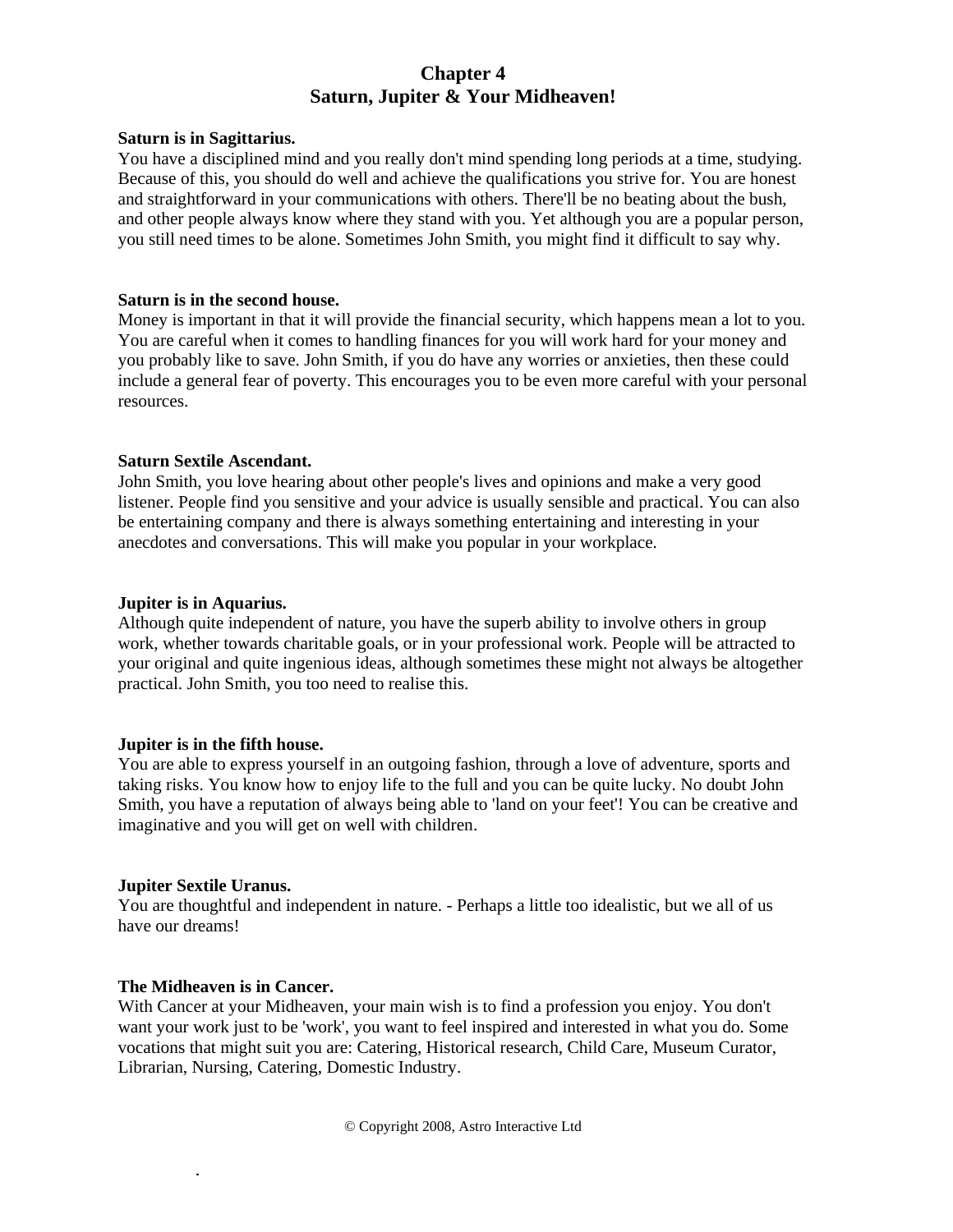# Chapter 4
# Saturn, Jupiter & Your Midheaven!

**Saturn is in Sagittarius.**
You have a disciplined mind and you really don't mind spending long periods at a time, studying. Because of this, you should do well and achieve the qualifications you strive for. You are honest and straightforward in your communications with others. There'll be no beating about the bush, and other people always know where they stand with you. Yet although you are a popular person, you still need times to be alone. Sometimes John Smith, you might find it difficult to say why.

**Saturn is in the second house.**
Money is important in that it will provide the financial security, which happens mean a lot to you. You are careful when it comes to handling finances for you will work hard for your money and you probably like to save. John Smith, if you do have any worries or anxieties, then these could include a general fear of poverty. This encourages you to be even more careful with your personal resources.

**Saturn Sextile Ascendant.**
John Smith, you love hearing about other people's lives and opinions and make a very good listener. People find you sensitive and your advice is usually sensible and practical. You can also be entertaining company and there is always something entertaining and interesting in your anecdotes and conversations. This will make you popular in your workplace.

**Jupiter is in Aquarius.**
Although quite independent of nature, you have the superb ability to involve others in group work, whether towards charitable goals, or in your professional work. People will be attracted to your original and quite ingenious ideas, although sometimes these might not always be altogether practical. John Smith, you too need to realise this.

**Jupiter is in the fifth house.**
You are able to express yourself in an outgoing fashion, through a love of adventure, sports and taking risks. You know how to enjoy life to the full and you can be quite lucky. No doubt John Smith, you have a reputation of always being able to 'land on your feet'! You can be creative and imaginative and you will get on well with children.

**Jupiter Sextile Uranus.**
You are thoughtful and independent in nature. - Perhaps a little too idealistic, but we all of us have our dreams!

**The Midheaven is in Cancer.**
With Cancer at your Midheaven, your main wish is to find a profession you enjoy. You don't want your work just to be 'work', you want to feel inspired and interested in what you do. Some vocations that might suit you are: Catering, Historical research, Child Care, Museum Curator, Librarian, Nursing, Catering, Domestic Industry.

© Copyright 2008, Astro Interactive Ltd